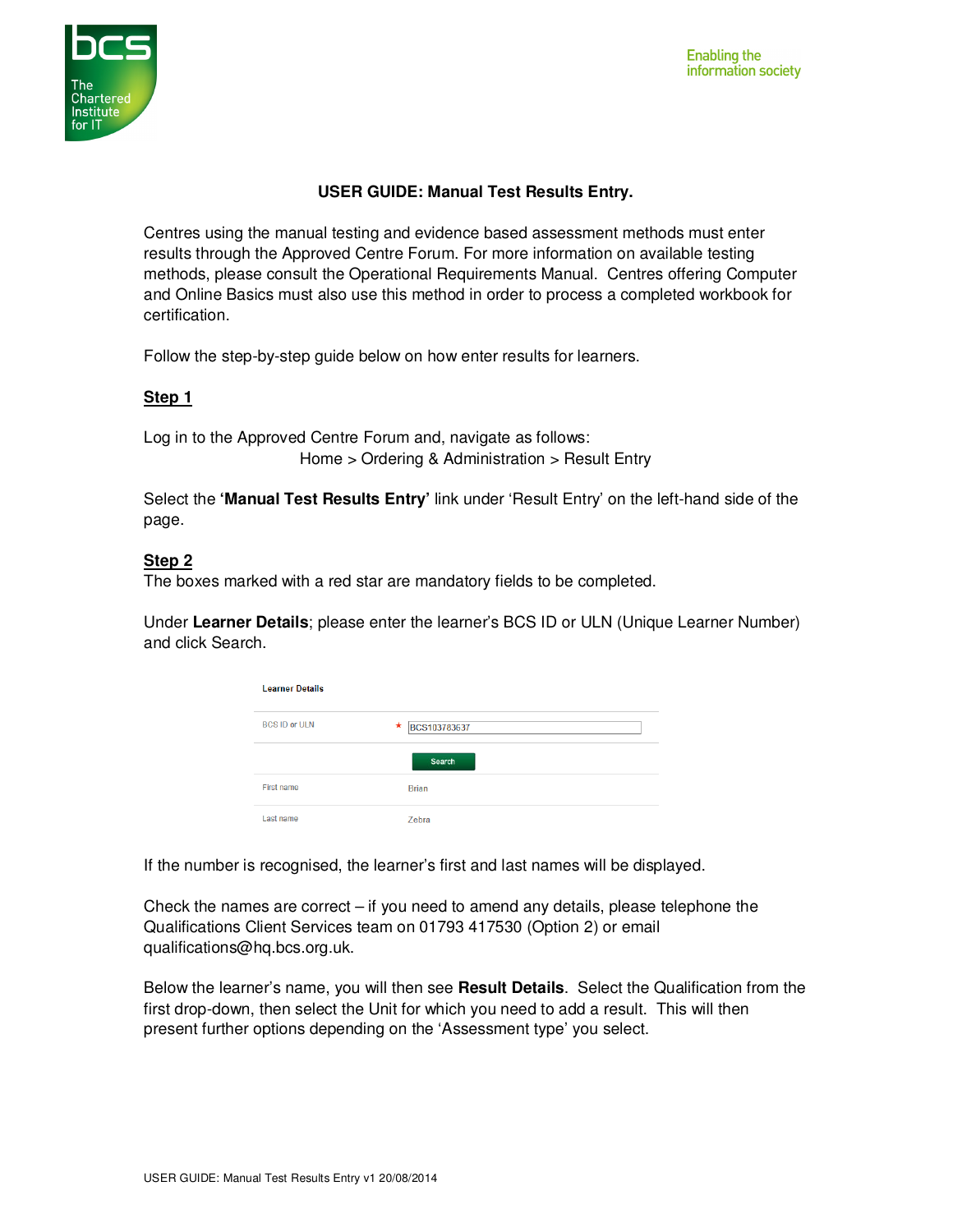Enabling the information society

**USER GUIDE: Manual Test Results Entry.**

Centres using the manual testing and evidence based assessment methods must enter results through the Approved Centre Forum. For more information on available testing methods, please consult the Operational Requirements Manual. Centres offering Computer and Online Basics must also use this method in order to process a completed workbook for certification.

Follow the step-by-step guide below on how enter results for learners.

## Step 1

Log in to the Approved Centre Forum and, navigate as follows:

Home > Ordering & Administration > Result Entry

Select the **'Manual Test Results Entry'** link under 'Result Entry' on the left-hand side of the page.

## Step 2

The boxes marked with a red star are mandatory fields to be completed.

Under **Learner Details**; please enter the learner's BCS ID or ULN (Unique Learner Number) and click Search.

| Learner Details | |
|---|---|
| BCS ID or ULN | * BCS103783637 |
| | Search |
| First name | Brian |
| Last name | Zebra |

If the number is recognised, the learner's first and last names will be displayed.

Check the names are correct – if you need to amend any details, please telephone the Qualifications Client Services team on 01793 417530 (Option 2) or email qualifications@hq.bcs.org.uk.

Below the learner's name, you will then see **Result Details**. Select the Qualification from the first drop-down, then select the Unit for which you need to add a result. This will then present further options depending on the 'Assessment type' you select.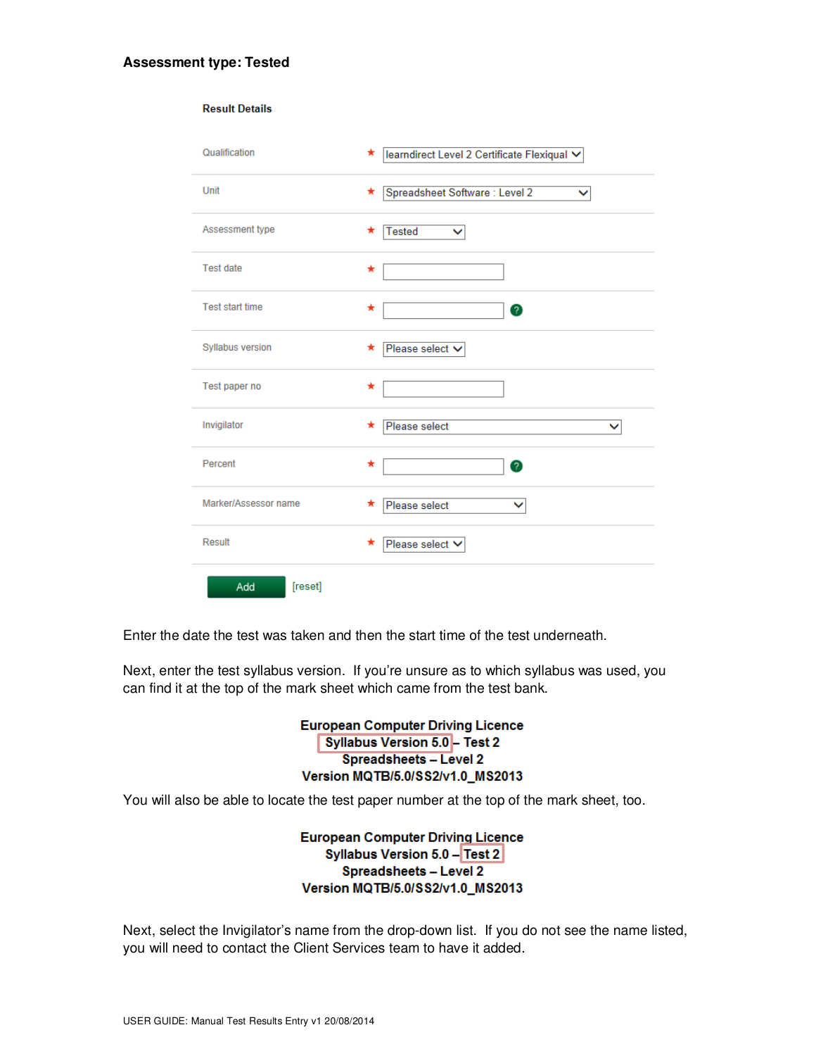**Assessment type: Tested**

**Result Details**

| Field | | Value |
|---|---|---|
| Qualification | * | learndirect Level 2 Certificate Flexiqual |
| Unit | * | Spreadsheet Software : Level 2 |
| Assessment type | * | Tested |
| Test date | * | |
| Test start time | * | |
| Syllabus version | * | Please select |
| Test paper no | * | |
| Invigilator | * | Please select |
| Percent | * | |
| Marker/Assessor name | * | Please select |
| Result | * | Please select |

Add [reset]

Enter the date the test was taken and then the start time of the test underneath.

Next, enter the test syllabus version. If you're unsure as to which syllabus was used, you can find it at the top of the mark sheet which came from the test bank.

**European Computer Driving Licence**
**Syllabus Version 5.0 – Test 2**
**Spreadsheets – Level 2**
**Version MQTB/5.0/SS2/v1.0_MS2013**

You will also be able to locate the test paper number at the top of the mark sheet, too.

**European Computer Driving Licence**
**Syllabus Version 5.0 – Test 2**
**Spreadsheets – Level 2**
**Version MQTB/5.0/SS2/v1.0_MS2013**

Next, select the Invigilator's name from the drop-down list. If you do not see the name listed, you will need to contact the Client Services team to have it added.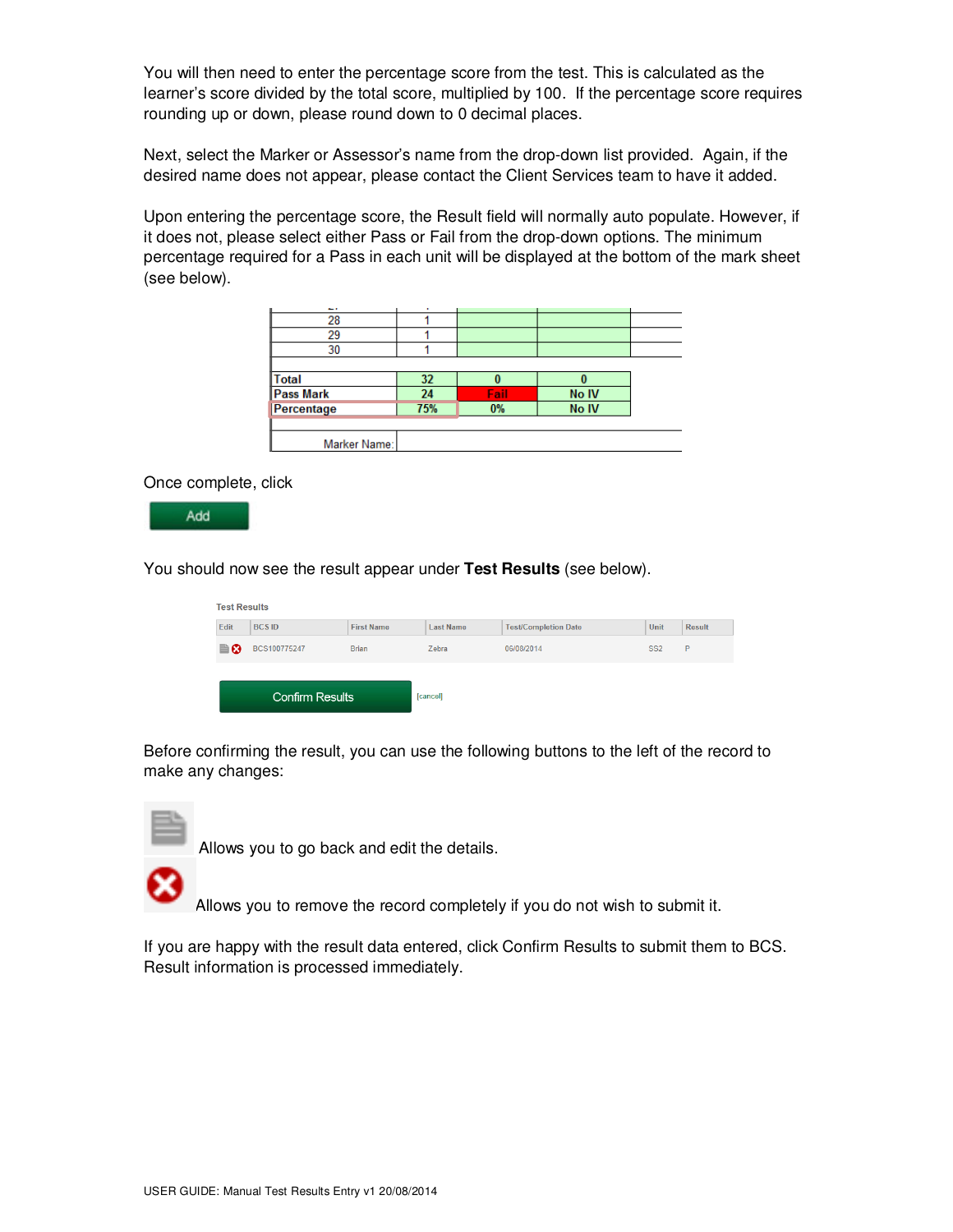You will then need to enter the percentage score from the test. This is calculated as the learner's score divided by the total score, multiplied by 100. If the percentage score requires rounding up or down, please round down to 0 decimal places.

Next, select the Marker or Assessor's name from the drop-down list provided. Again, if the desired name does not appear, please contact the Client Services team to have it added.

Upon entering the percentage score, the Result field will normally auto populate. However, if it does not, please select either Pass or Fail from the drop-down options. The minimum percentage required for a Pass in each unit will be displayed at the bottom of the mark sheet (see below).

| | | | |
|---|---|---|---|
| 28 | 1 | | |
| 29 | 1 | | |
| 30 | 1 | | |
| Total | 32 | 0 | 0 |
| Pass Mark | 24 | Fail | No IV |
| Percentage | 75% | 0% | No IV |
| Marker Name: | | | |

Once complete, click

Add

You should now see the result appear under **Test Results** (see below).

Test Results

| Edit | BCS ID | First Name | Last Name | Test/Completion Date | Unit | Result |
|---|---|---|---|---|---|---|
| | BCS100775247 | Brian | Zebra | 06/08/2014 | SS2 | P |

Confirm Results [cancel]

Before confirming the result, you can use the following buttons to the left of the record to make any changes:

Allows you to go back and edit the details.

Allows you to remove the record completely if you do not wish to submit it.

If you are happy with the result data entered, click Confirm Results to submit them to BCS. Result information is processed immediately.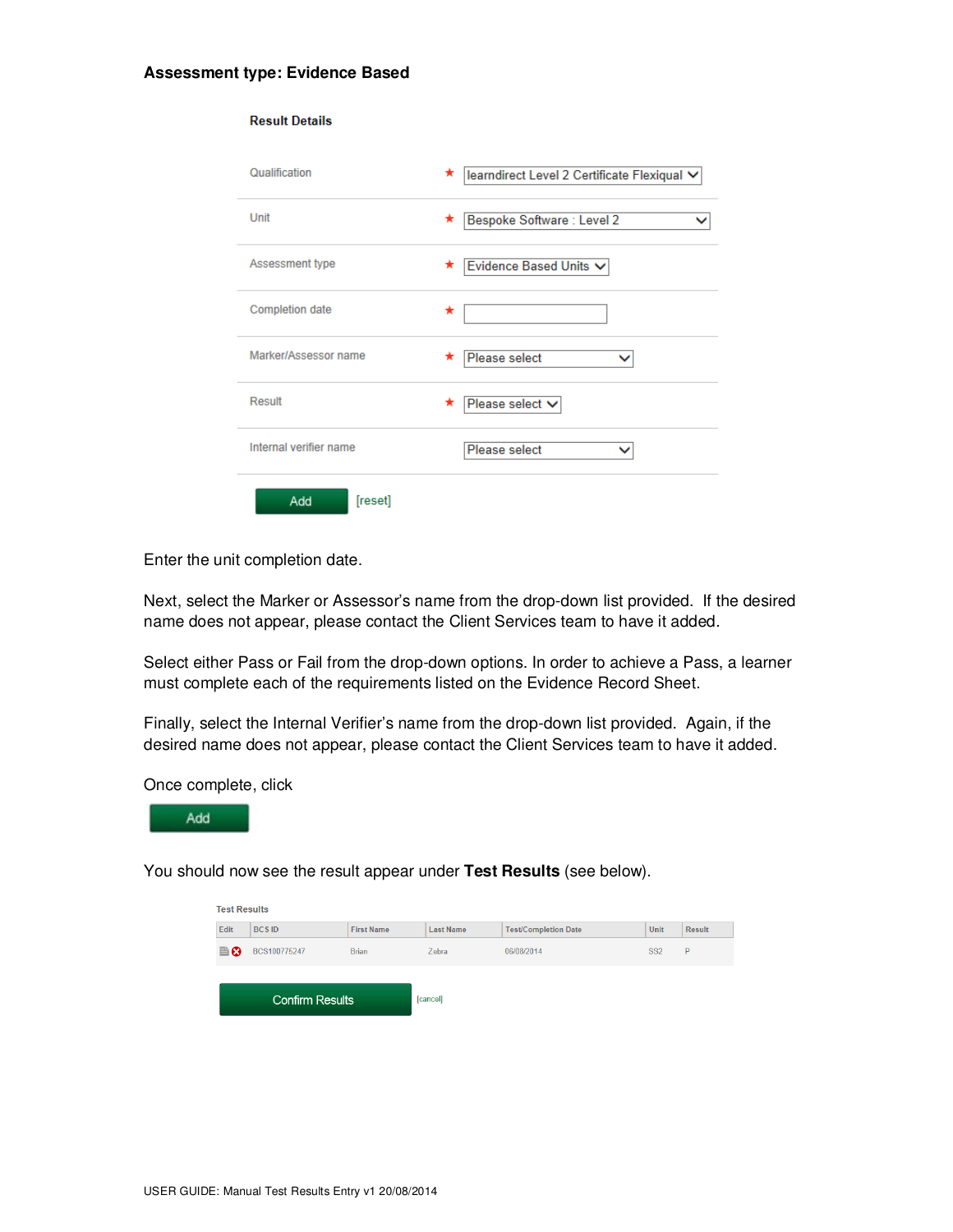**Assessment type: Evidence Based**

**Result Details**

| Field | | Value |
|---|---|---|
| Qualification | * | learndirect Level 2 Certificate Flexiqual |
| Unit | * | Bespoke Software : Level 2 |
| Assessment type | * | Evidence Based Units |
| Completion date | * | |
| Marker/Assessor name | * | Please select |
| Result | * | Please select |
| Internal verifier name | | Please select |

Add [reset]

Enter the unit completion date.

Next, select the Marker or Assessor's name from the drop-down list provided. If the desired name does not appear, please contact the Client Services team to have it added.

Select either Pass or Fail from the drop-down options. In order to achieve a Pass, a learner must complete each of the requirements listed on the Evidence Record Sheet.

Finally, select the Internal Verifier's name from the drop-down list provided. Again, if the desired name does not appear, please contact the Client Services team to have it added.

Once complete, click

Add

You should now see the result appear under **Test Results** (see below).

Test Results

| Edit | BCS ID | First Name | Last Name | Test/Completion Date | Unit | Result |
|---|---|---|---|---|---|---|
| | BCS100775247 | Brian | Zebra | 06/08/2014 | SS2 | P |

Confirm Results [cancel]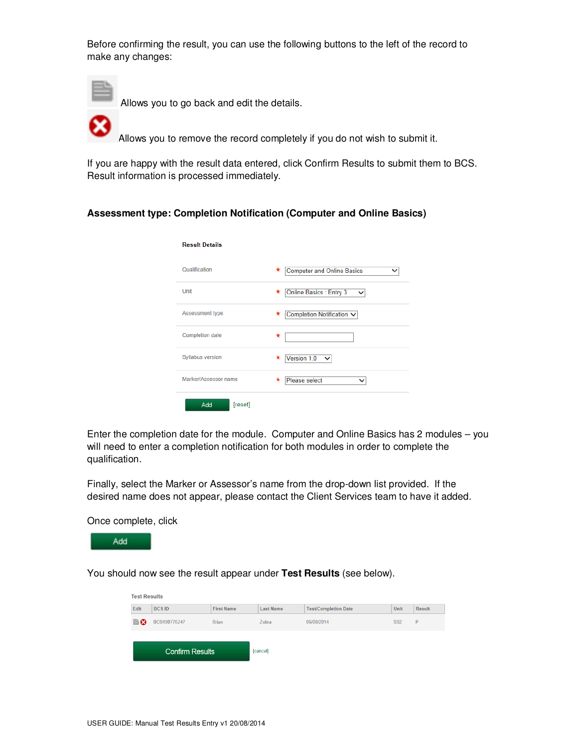Before confirming the result, you can use the following buttons to the left of the record to make any changes:

Allows you to go back and edit the details.

Allows you to remove the record completely if you do not wish to submit it.

If you are happy with the result data entered, click Confirm Results to submit them to BCS. Result information is processed immediately.

**Assessment type: Completion Notification (Computer and Online Basics)**

**Result Details**

| | | |
|---|---|---|
| Qualification | * | Computer and Online Basics |
| Unit | * | Online Basics : Entry 3 |
| Assessment type | * | Completion Notification |
| Completion date | * | |
| Syllabus version | * | Version 1.0 |
| Marker/Assessor name | * | Please select |

Add [reset]

Enter the completion date for the module. Computer and Online Basics has 2 modules – you will need to enter a completion notification for both modules in order to complete the qualification.

Finally, select the Marker or Assessor's name from the drop-down list provided. If the desired name does not appear, please contact the Client Services team to have it added.

Once complete, click

Add

You should now see the result appear under **Test Results** (see below).

**Test Results**

| Edit | BCS ID | First Name | Last Name | Test/Completion Date | Unit | Result |
|---|---|---|---|---|---|---|
| | BCS100775247 | Brian | Zebra | 06/08/2014 | SS2 | P |

Confirm Results [cancel]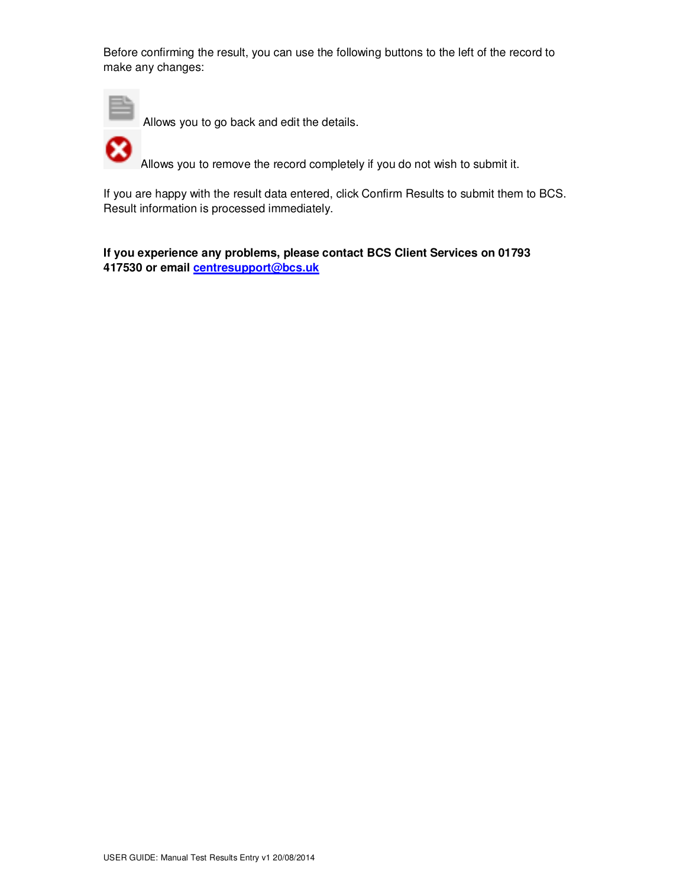Before confirming the result, you can use the following buttons to the left of the record to make any changes:

Allows you to go back and edit the details.

Allows you to remove the record completely if you do not wish to submit it.

If you are happy with the result data entered, click Confirm Results to submit them to BCS. Result information is processed immediately.

**If you experience any problems, please contact BCS Client Services on 01793 417530 or email centresupport@bcs.uk**